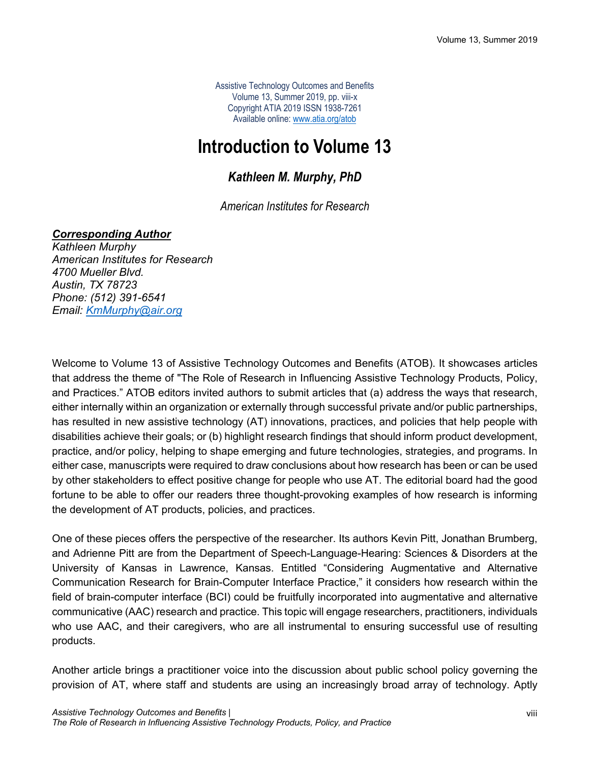Assistive Technology Outcomes and Benefits
Volume 13, Summer 2019, pp. viii-x
Copyright ATIA 2019 ISSN 1938-7261
Available online: www.atia.org/atob

# Introduction to Volume 13

### *Kathleen M. Murphy, PhD*

*American Institutes for Research*

***Corresponding Author***
*Kathleen Murphy*
*American Institutes for Research*
*4700 Mueller Blvd.*
*Austin, TX 78723*
*Phone: (512) 391-6541*
*Email: KmMurphy@air.org*

Welcome to Volume 13 of Assistive Technology Outcomes and Benefits (ATOB). It showcases articles that address the theme of "The Role of Research in Influencing Assistive Technology Products, Policy, and Practices." ATOB editors invited authors to submit articles that (a) address the ways that research, either internally within an organization or externally through successful private and/or public partnerships, has resulted in new assistive technology (AT) innovations, practices, and policies that help people with disabilities achieve their goals; or (b) highlight research findings that should inform product development, practice, and/or policy, helping to shape emerging and future technologies, strategies, and programs. In either case, manuscripts were required to draw conclusions about how research has been or can be used by other stakeholders to effect positive change for people who use AT. The editorial board had the good fortune to be able to offer our readers three thought-provoking examples of how research is informing the development of AT products, policies, and practices.

One of these pieces offers the perspective of the researcher. Its authors Kevin Pitt, Jonathan Brumberg, and Adrienne Pitt are from the Department of Speech-Language-Hearing: Sciences & Disorders at the University of Kansas in Lawrence, Kansas. Entitled "Considering Augmentative and Alternative Communication Research for Brain-Computer Interface Practice," it considers how research within the field of brain-computer interface (BCI) could be fruitfully incorporated into augmentative and alternative communicative (AAC) research and practice. This topic will engage researchers, practitioners, individuals who use AAC, and their caregivers, who are all instrumental to ensuring successful use of resulting products.

Another article brings a practitioner voice into the discussion about public school policy governing the provision of AT, where staff and students are using an increasingly broad array of technology. Aptly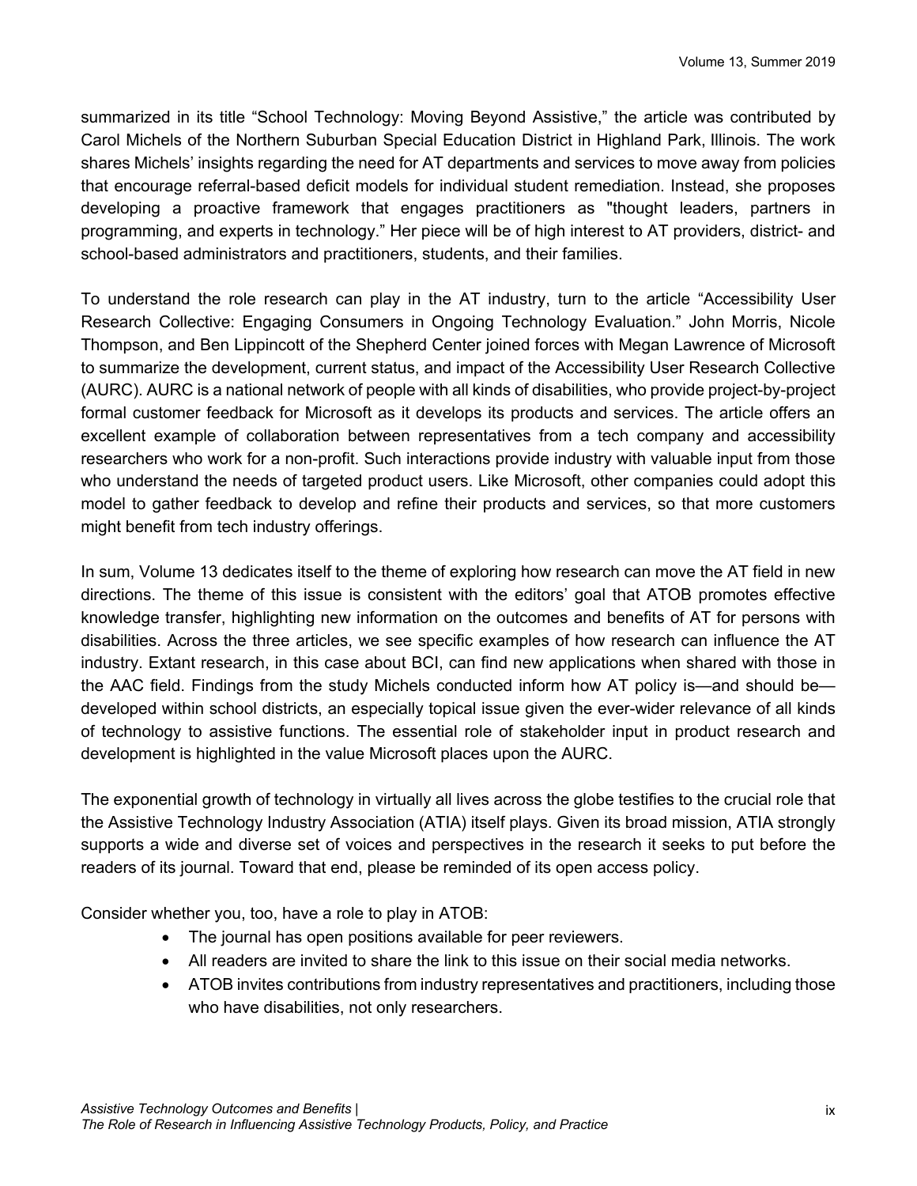summarized in its title “School Technology: Moving Beyond Assistive,” the article was contributed by Carol Michels of the Northern Suburban Special Education District in Highland Park, Illinois. The work shares Michels’ insights regarding the need for AT departments and services to move away from policies that encourage referral-based deficit models for individual student remediation. Instead, she proposes developing a proactive framework that engages practitioners as "thought leaders, partners in programming, and experts in technology.” Her piece will be of high interest to AT providers, district- and school-based administrators and practitioners, students, and their families.

To understand the role research can play in the AT industry, turn to the article “Accessibility User Research Collective: Engaging Consumers in Ongoing Technology Evaluation.” John Morris, Nicole Thompson, and Ben Lippincott of the Shepherd Center joined forces with Megan Lawrence of Microsoft to summarize the development, current status, and impact of the Accessibility User Research Collective (AURC). AURC is a national network of people with all kinds of disabilities, who provide project-by-project formal customer feedback for Microsoft as it develops its products and services. The article offers an excellent example of collaboration between representatives from a tech company and accessibility researchers who work for a non-profit. Such interactions provide industry with valuable input from those who understand the needs of targeted product users. Like Microsoft, other companies could adopt this model to gather feedback to develop and refine their products and services, so that more customers might benefit from tech industry offerings.

In sum, Volume 13 dedicates itself to the theme of exploring how research can move the AT field in new directions. The theme of this issue is consistent with the editors’ goal that ATOB promotes effective knowledge transfer, highlighting new information on the outcomes and benefits of AT for persons with disabilities. Across the three articles, we see specific examples of how research can influence the AT industry. Extant research, in this case about BCI, can find new applications when shared with those in the AAC field. Findings from the study Michels conducted inform how AT policy is—and should be—developed within school districts, an especially topical issue given the ever-wider relevance of all kinds of technology to assistive functions. The essential role of stakeholder input in product research and development is highlighted in the value Microsoft places upon the AURC.

The exponential growth of technology in virtually all lives across the globe testifies to the crucial role that the Assistive Technology Industry Association (ATIA) itself plays. Given its broad mission, ATIA strongly supports a wide and diverse set of voices and perspectives in the research it seeks to put before the readers of its journal. Toward that end, please be reminded of its open access policy.

Consider whether you, too, have a role to play in ATOB:

- The journal has open positions available for peer reviewers.
- All readers are invited to share the link to this issue on their social media networks.
- ATOB invites contributions from industry representatives and practitioners, including those who have disabilities, not only researchers.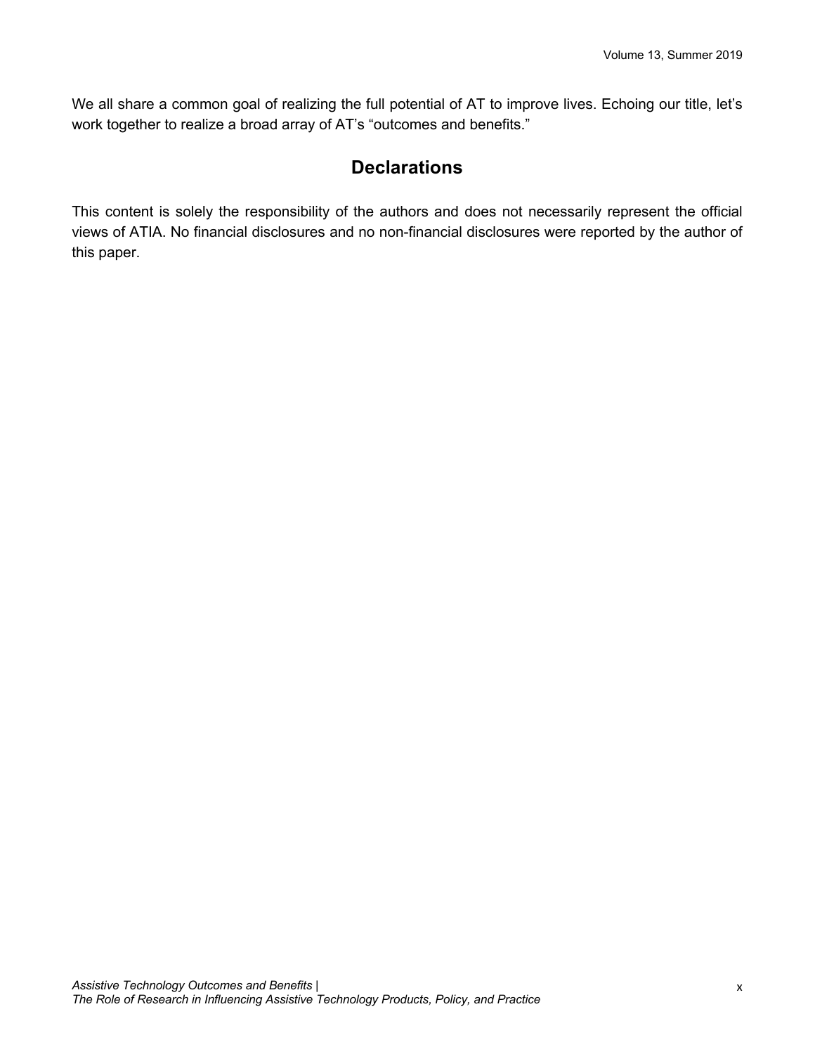We all share a common goal of realizing the full potential of AT to improve lives. Echoing our title, let's work together to realize a broad array of AT's "outcomes and benefits."

## Declarations

This content is solely the responsibility of the authors and does not necessarily represent the official views of ATIA. No financial disclosures and no non-financial disclosures were reported by the author of this paper.